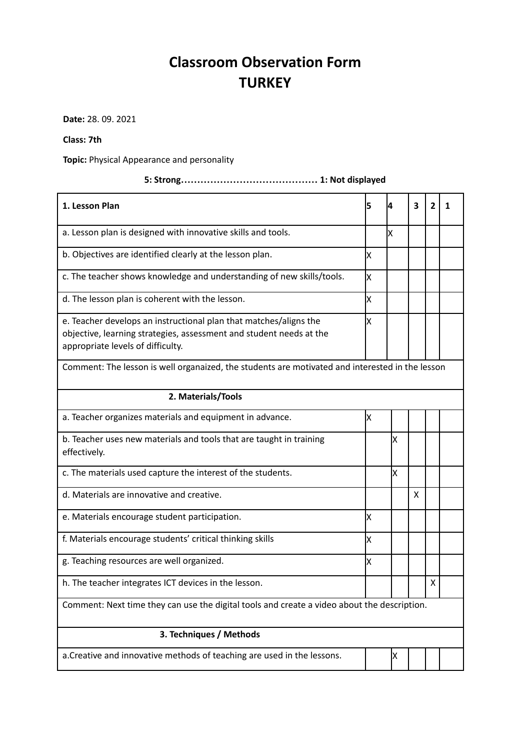# Classroom Observation Form
# TURKEY

**Date:** 28. 09. 2021

**Class: 7th**

**Topic:** Physical Appearance and personality

**5: Strong…………………………………… 1: Not displayed**

| 1. Lesson Plan | 5 | 4 | 3 | 2 | 1 |
|---|---|---|---|---|---|
| a. Lesson plan is designed with innovative skills and tools. | | X | | | |
| b. Objectives are identified clearly at the lesson plan. | X | | | | |
| c. The teacher shows knowledge and understanding of new skills/tools. | X | | | | |
| d. The lesson plan is coherent with the lesson. | X | | | | |
| e. Teacher develops an instructional plan that matches/aligns the objective, learning strategies, assessment and student needs at the appropriate levels of difficulty. | X | | | | |
| Comment: The lesson is well organaized, the students are motivated and interested in the lesson | | | | | |
| **2. Materials/Tools** | | | | | |
| a. Teacher organizes materials and equipment in advance. | X | | | | |
| b. Teacher uses new materials and tools that are taught in training effectively. | | X | | | |
| c. The materials used capture the interest of the students. | | X | | | |
| d. Materials are innovative and creative. | | | X | | |
| e. Materials encourage student participation. | X | | | | |
| f. Materials encourage students' critical thinking skills | X | | | | |
| g. Teaching resources are well organized. | X | | | | |
| h. The teacher integrates ICT devices in the lesson. | | | | X | |
| Comment: Next time they can use the digital tools and create a video about the description. | | | | | |
| **3. Techniques / Methods** | | | | | |
| a.Creative and innovative methods of teaching are used in the lessons. | | X | | | |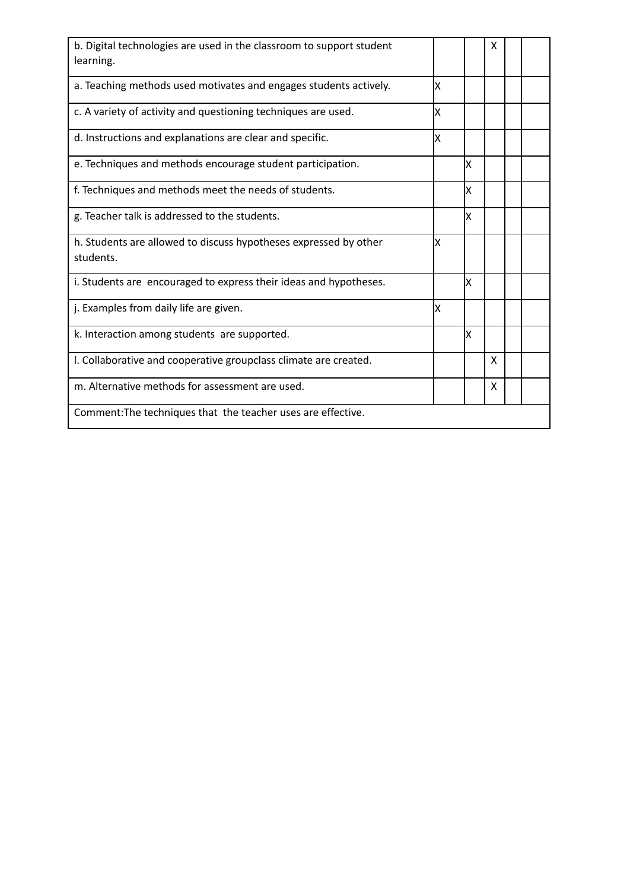| | | | | | |
|---|---|---|---|---|---|
| b. Digital technologies are used in the classroom to support student learning. | | | X | | |
| a. Teaching methods used motivates and engages students actively. | X | | | | |
| c. A variety of activity and questioning techniques are used. | X | | | | |
| d. Instructions and explanations are clear and specific. | X | | | | |
| e. Techniques and methods encourage student participation. | | X | | | |
| f. Techniques and methods meet the needs of students. | | X | | | |
| g. Teacher talk is addressed to the students. | | X | | | |
| h. Students are allowed to discuss hypotheses expressed by other students. | X | | | | |
| i. Students are encouraged to express their ideas and hypotheses. | | X | | | |
| j. Examples from daily life are given. | X | | | | |
| k. Interaction among students are supported. | | X | | | |
| l. Collaborative and cooperative groupclass climate are created. | | | X | | |
| m. Alternative methods for assessment are used. | | | X | | |
| Comment:The techniques that the teacher uses are effective. | | | | | |